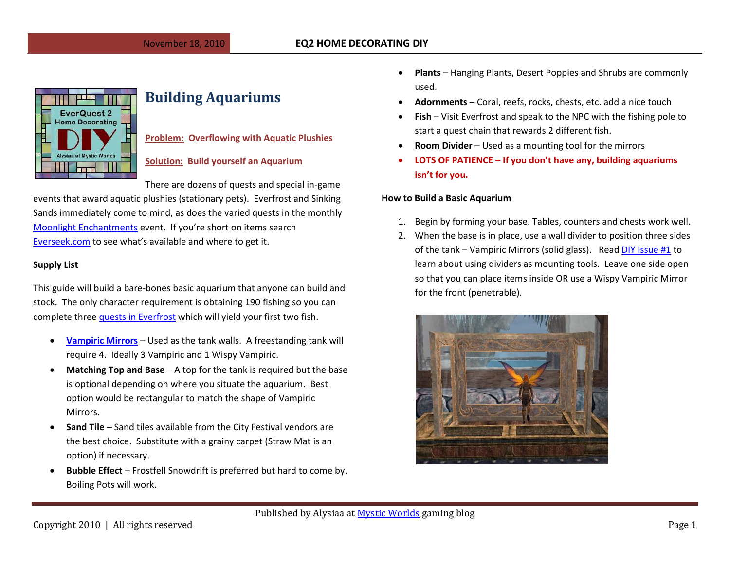# Building Aquariums

**Problem: Overflowing with Aquatic Plushies**

**Solution: Build yourself an Aquarium**

There are dozens of quests and special in-game events that award aquatic plushies (stationary pets). Everfrost and Sinking Sands immediately come to mind, as does the varied quests in the monthly Moonlight Enchantments event. If you're short on items search Everseek.com to see what's available and where to get it.

**Supply List**

This guide will build a bare-bones basic aquarium that anyone can build and stock. The only character requirement is obtaining 190 fishing so you can complete three quests in Everfrost which will yield your first two fish.

- **Vampiric Mirrors** – Used as the tank walls. A freestanding tank will require 4. Ideally 3 Vampiric and 1 Wispy Vampiric.
- **Matching Top and Base** – A top for the tank is required but the base is optional depending on where you situate the aquarium. Best option would be rectangular to match the shape of Vampiric Mirrors.
- **Sand Tile** – Sand tiles available from the City Festival vendors are the best choice. Substitute with a grainy carpet (Straw Mat is an option) if necessary.
- **Bubble Effect** – Frostfell Snowdrift is preferred but hard to come by. Boiling Pots will work.
- **Plants** – Hanging Plants, Desert Poppies and Shrubs are commonly used.
- **Adornments** – Coral, reefs, rocks, chests, etc. add a nice touch
- **Fish** – Visit Everfrost and speak to the NPC with the fishing pole to start a quest chain that rewards 2 different fish.
- **Room Divider** – Used as a mounting tool for the mirrors
- **LOTS OF PATIENCE – If you don't have any, building aquariums isn't for you.**

**How to Build a Basic Aquarium**

1. Begin by forming your base. Tables, counters and chests work well.
2. When the base is in place, use a wall divider to position three sides of the tank – Vampiric Mirrors (solid glass). Read DIY Issue #1 to learn about using dividers as mounting tools. Leave one side open so that you can place items inside OR use a Wispy Vampiric Mirror for the front (penetrable).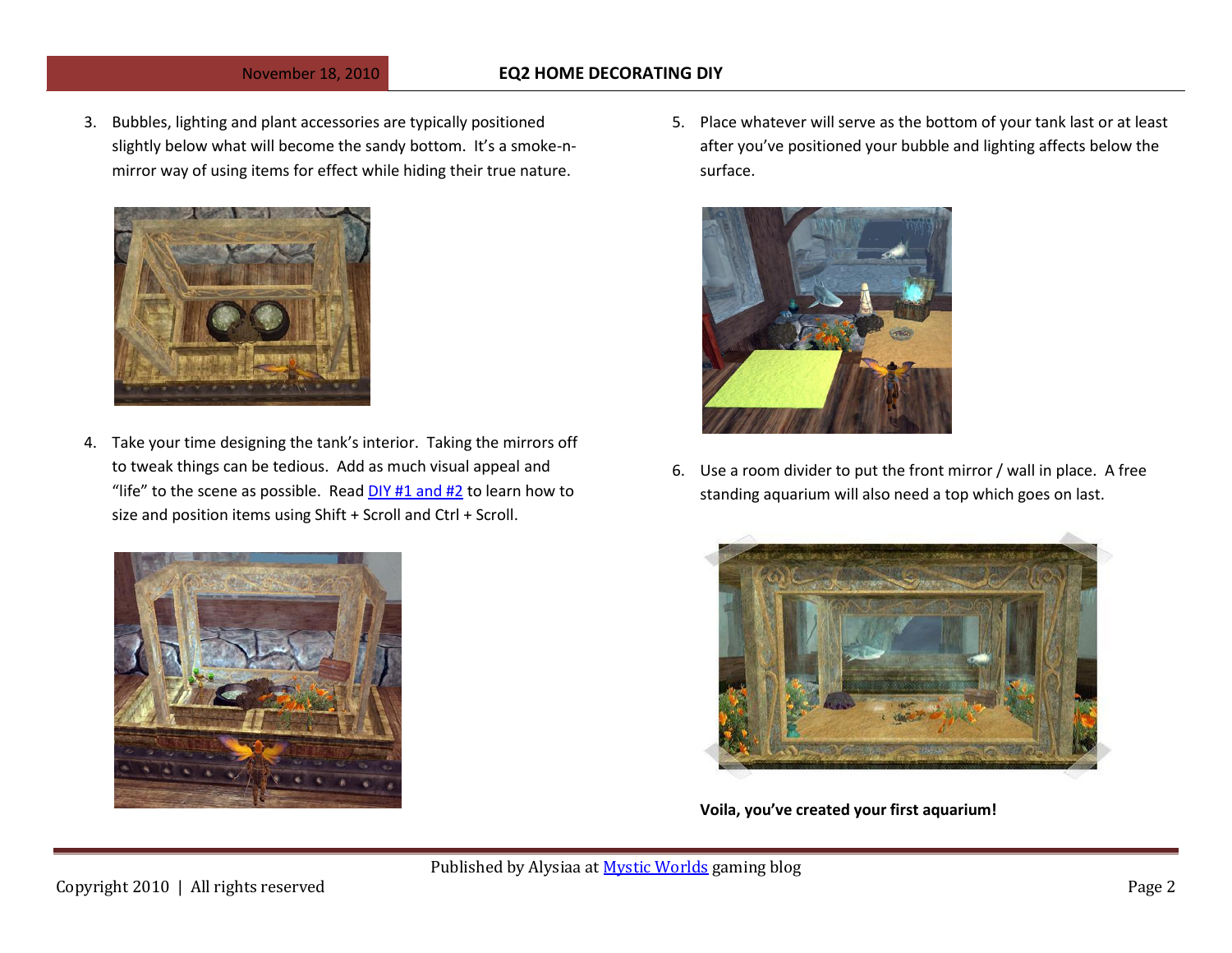3. Bubbles, lighting and plant accessories are typically positioned slightly below what will become the sandy bottom. It's a smoke-n-mirror way of using items for effect while hiding their true nature.

4. Take your time designing the tank's interior. Taking the mirrors off to tweak things can be tedious. Add as much visual appeal and "life" to the scene as possible. Read [DIY #1 and #2](#) to learn how to size and position items using Shift + Scroll and Ctrl + Scroll.

5. Place whatever will serve as the bottom of your tank last or at least after you've positioned your bubble and lighting affects below the surface.

6. Use a room divider to put the front mirror / wall in place. A free standing aquarium will also need a top which goes on last.

**Voila, you've created your first aquarium!**

Published by Alysiaa at [Mystic Worlds](#) gaming blog

Copyright 2010 | All rights reserved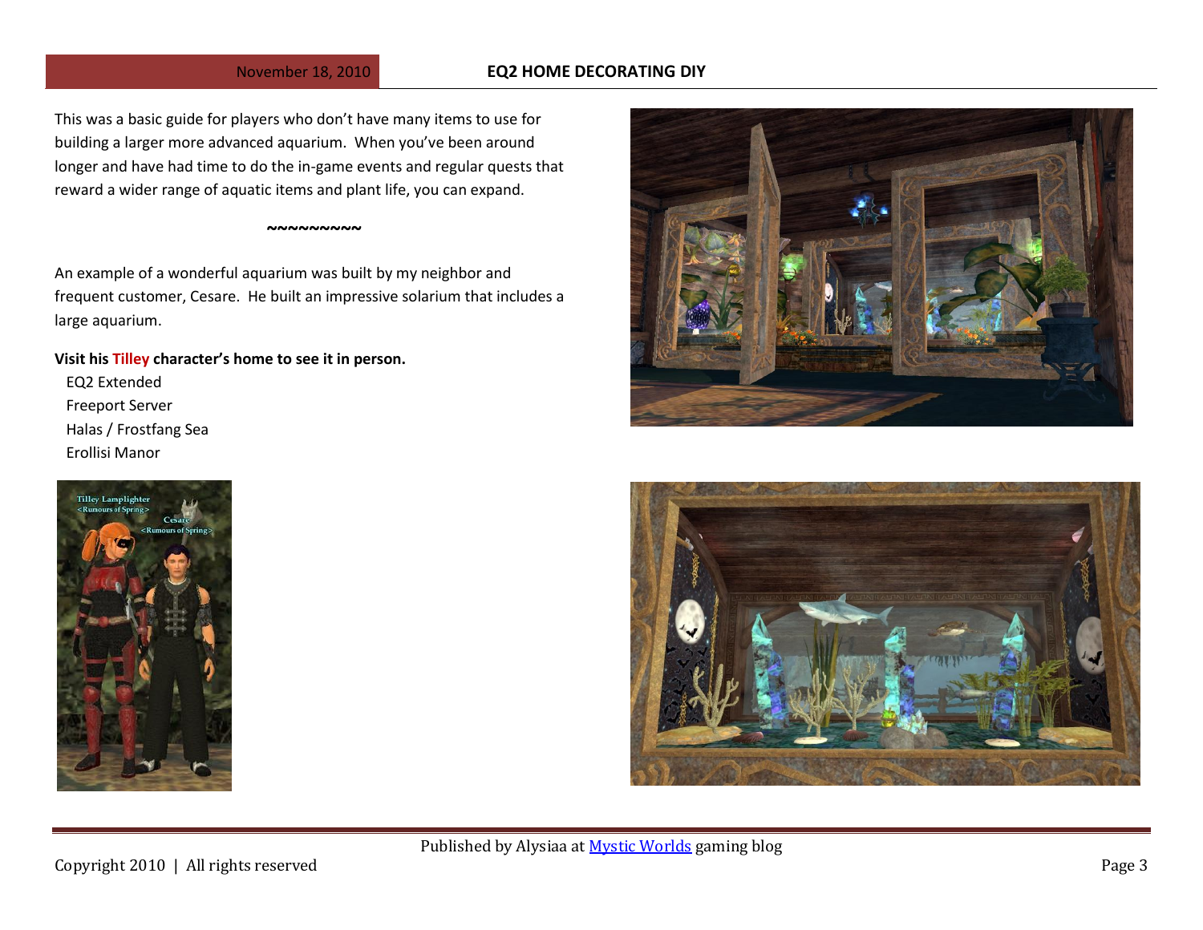This was a basic guide for players who don't have many items to use for building a larger more advanced aquarium. When you've been around longer and have had time to do the in-game events and regular quests that reward a wider range of aquatic items and plant life, you can expand.

~~~~~~~~~

An example of a wonderful aquarium was built by my neighbor and frequent customer, Cesare. He built an impressive solarium that includes a large aquarium.

**Visit his Tilley character's home to see it in person.**

EQ2 Extended
Freeport Server
Halas / Frostfang Sea
Erollisi Manor